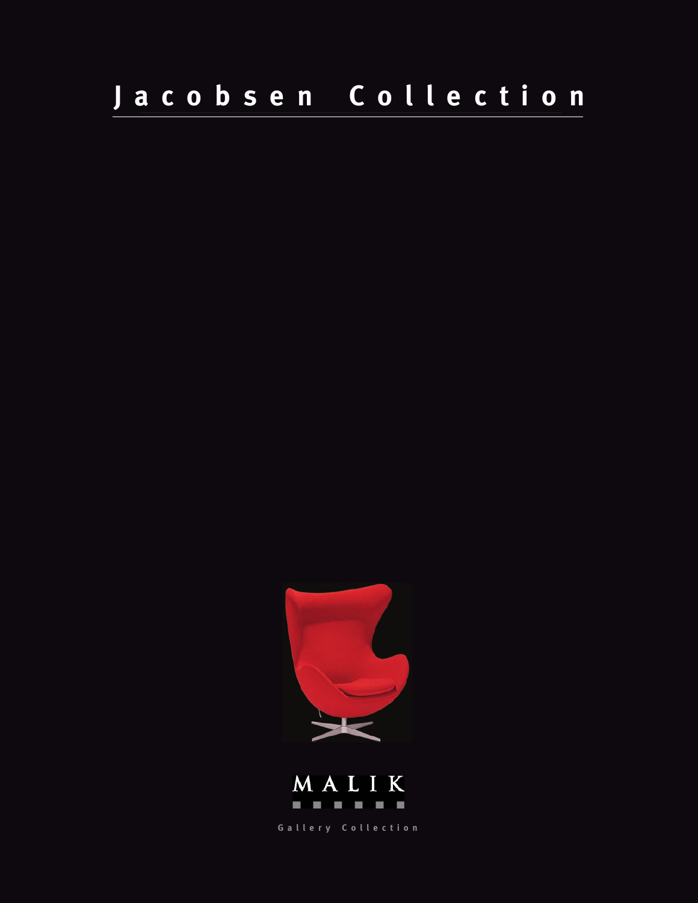# Jacobsen Collection

MALIK

Gallery Collection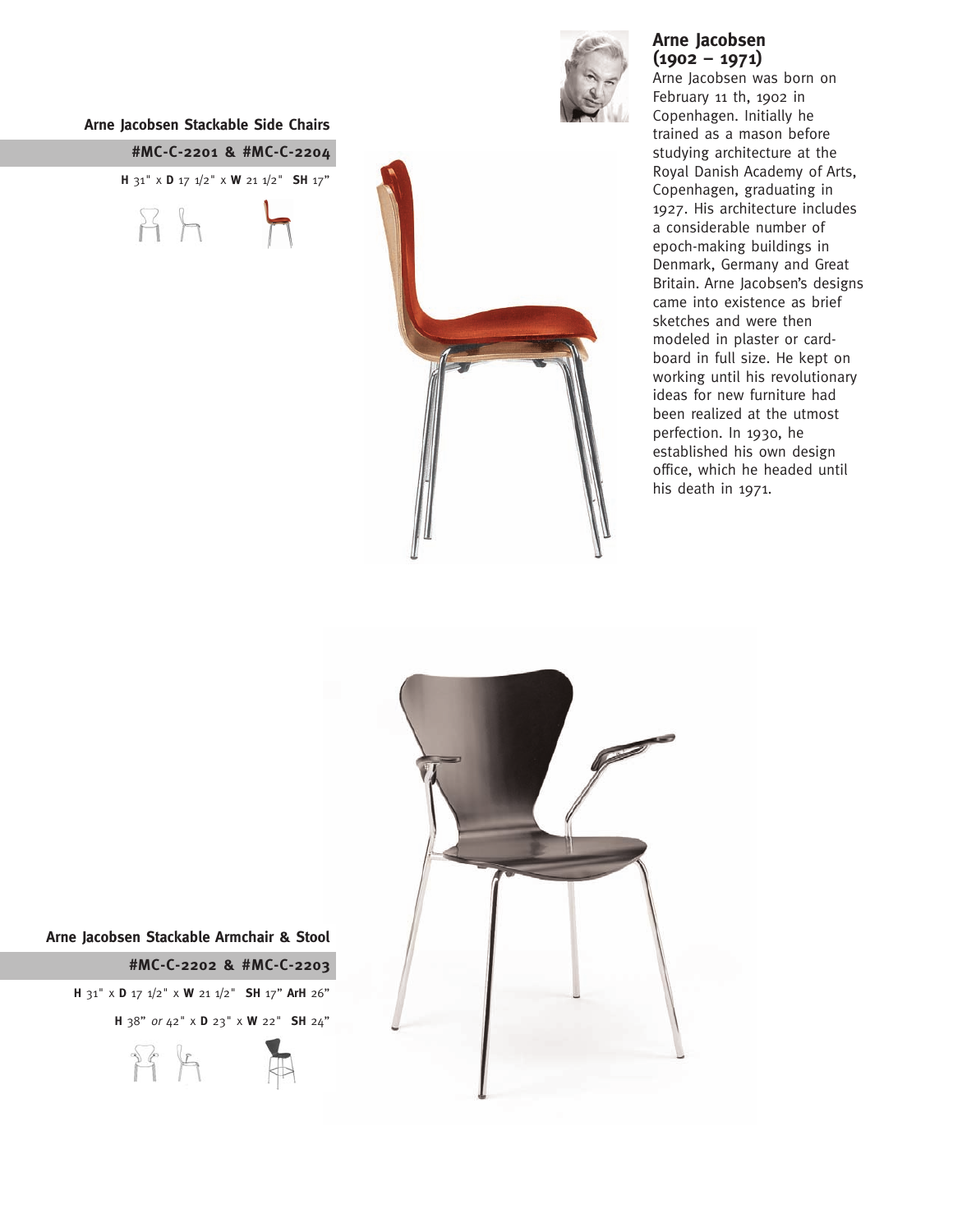## Arne Jacobsen (1902 – 1971)

Arne Jacobsen was born on February 11 th, 1902 in Copenhagen. Initially he trained as a mason before studying architecture at the Royal Danish Academy of Arts, Copenhagen, graduating in 1927. His architecture includes a considerable number of epoch-making buildings in Denmark, Germany and Great Britain. Arne Jacobsen's designs came into existence as brief sketches and were then modeled in plaster or card-board in full size. He kept on working until his revolutionary ideas for new furniture had been realized at the utmost perfection. In 1930, he established his own design office, which he headed until his death in 1971.

### Arne Jacobsen Stackable Side Chairs

**#MC-C-2201 & #MC-C-2204**

**H** 31" x **D** 17 1/2" x **W** 21 1/2" **SH** 17"

### Arne Jacobsen Stackable Armchair & Stool

**#MC-C-2202 & #MC-C-2203**

**H** 31" x **D** 17 1/2" x **W** 21 1/2" **SH** 17" **ArH** 26"

**H** 38" *or* 42" x **D** 23" x **W** 22" **SH** 24"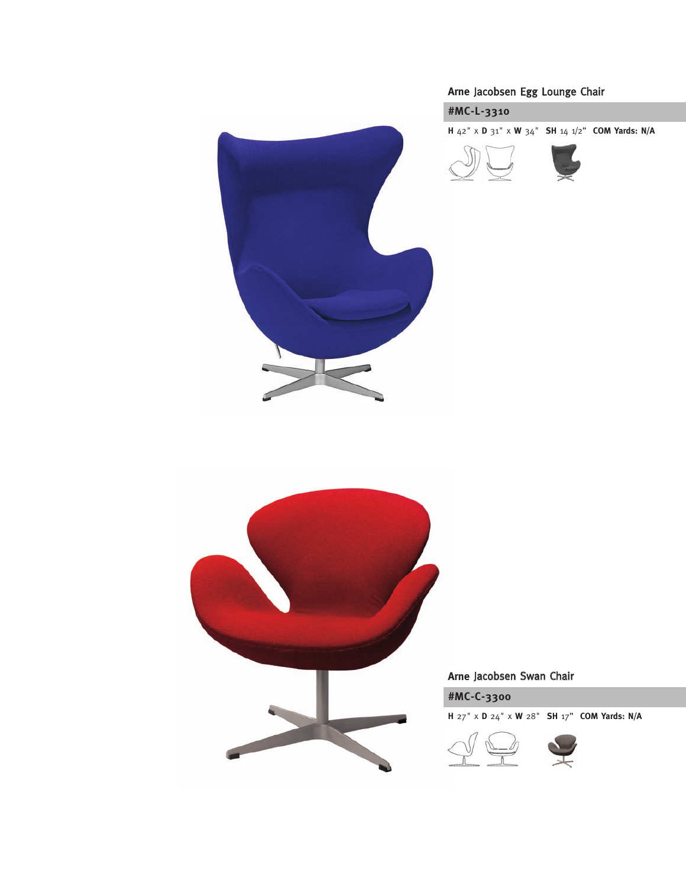## Arne Jacobsen Egg Lounge Chair

### #MC-L-3310

**H** 42" x **D** 31" x **W** 34" **SH** 14 1/2" **COM Yards: N/A**

## Arne Jacobsen Swan Chair

### #MC-C-3300

**H** 27" x **D** 24" x **W** 28" **SH** 17" **COM Yards: N/A**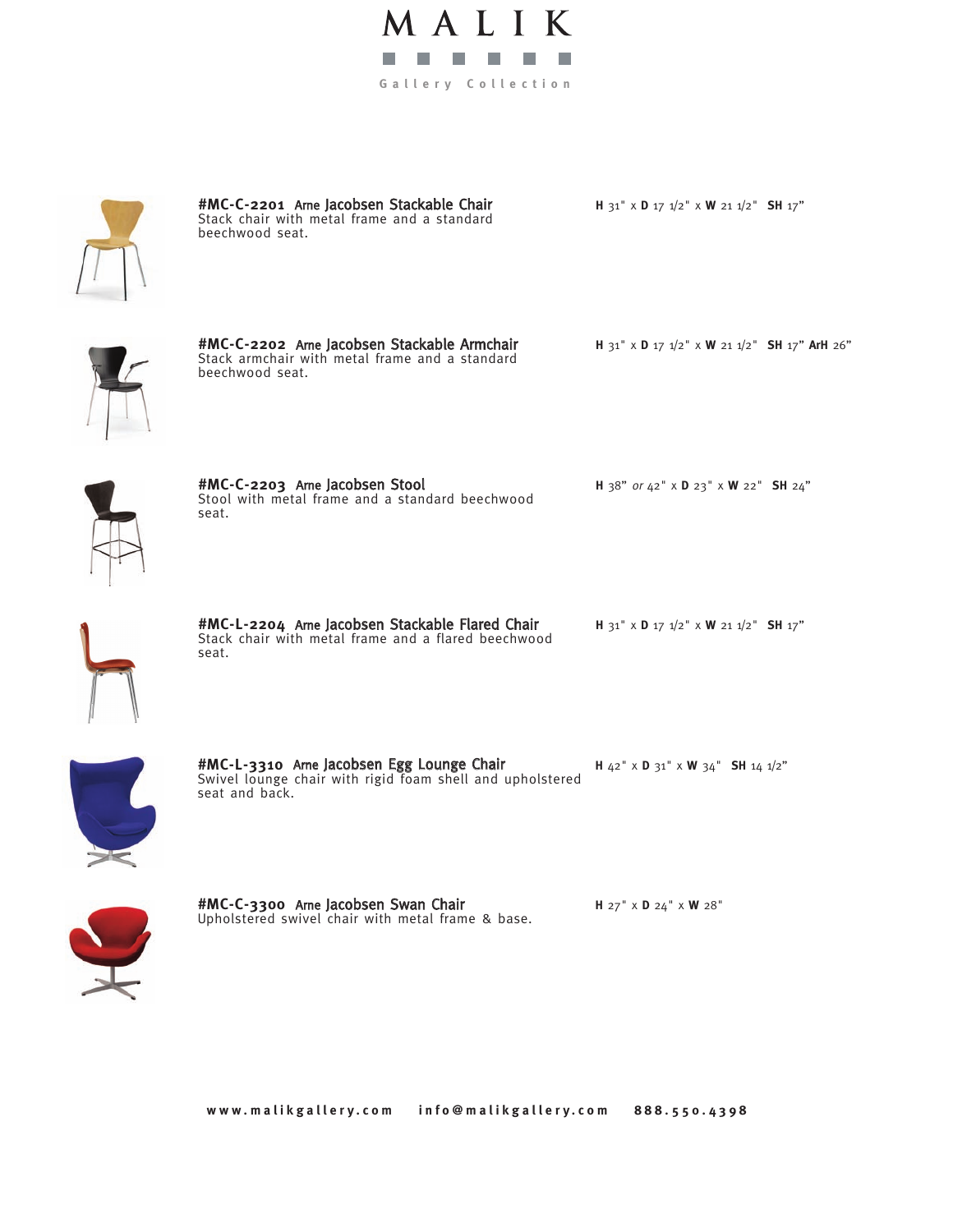# MALIK

Gallery Collection

**#MC-C-2201** Arne Jacobsen Stackable Chair
Stack chair with metal frame and a standard beechwood seat.

**H** 31" x **D** 17 1/2" x **W** 21 1/2" **SH** 17"

**#MC-C-2202** Arne Jacobsen Stackable Armchair
Stack armchair with metal frame and a standard beechwood seat.

**H** 31" x **D** 17 1/2" x **W** 21 1/2" **SH** 17" **ArH** 26"

**#MC-C-2203** Arne Jacobsen Stool
Stool with metal frame and a standard beechwood seat.

**H** 38" *or* 42" x **D** 23" x **W** 22" **SH** 24"

**#MC-L-2204** Arne Jacobsen Stackable Flared Chair
Stack chair with metal frame and a flared beechwood seat.

**H** 31" x **D** 17 1/2" x **W** 21 1/2" **SH** 17"

**#MC-L-3310** Arne Jacobsen Egg Lounge Chair
Swivel lounge chair with rigid foam shell and upholstered seat and back.

**H** 42" x **D** 31" x **W** 34" **SH** 14 1/2"

**#MC-C-3300** Arne Jacobsen Swan Chair
Upholstered swivel chair with metal frame & base.

**H** 27" x **D** 24" x **W** 28"

**www.malikgallery.com info@malikgallery.com 888.550.4398**